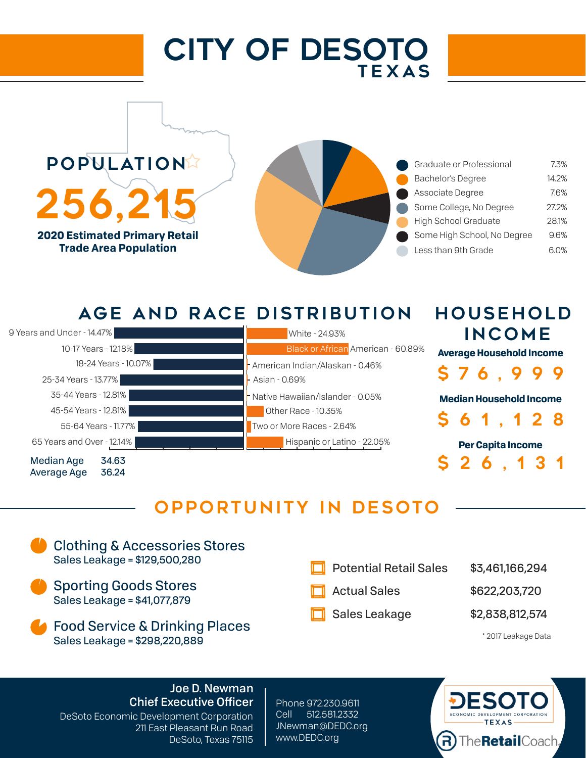# CITY OF DESOTO TEXAS

## POPULATION

**256,215**

**2020 Estimated Primary Retail Trade Area Population**

| Education | % |
|---|---|
| Graduate or Professional | 7.3% |
| Bachelor's Degree | 14.2% |
| Associate Degree | 7.6% |
| Some College, No Degree | 27.2% |
| High School Graduate | 28.1% |
| Some High School, No Degree | 9.6% |
| Less than 9th Grade | 6.0% |

## AGE AND RACE DISTRIBUTION

| Age | % |
|---|---|
| 9 Years and Under | 14.47% |
| 10-17 Years | 12.18% |
| 18-24 Years | 10.07% |
| 25-34 Years | 13.77% |
| 35-44 Years | 12.81% |
| 45-54 Years | 12.81% |
| 55-64 Years | 11.77% |
| 65 Years and Over | 12.14% |

| Race | % |
|---|---|
| White | 24.93% |
| Black or African American | 60.89% |
| American Indian/Alaskan | 0.46% |
| Asian | 0.69% |
| Native Hawaiian/Islander | 0.05% |
| Other Race | 10.35% |
| Two or More Races | 2.64% |
| Hispanic or Latino | 22.05% |

Median Age 34.63
Average Age 36.24

## HOUSEHOLD INCOME

**Average Household Income**
$76,999

**Median Household Income**
$61,128

**Per Capita Income**
$26,131

## OPPORTUNITY IN DESOTO

**Clothing & Accessories Stores**
Sales Leakage = $129,500,280

**Sporting Goods Stores**
Sales Leakage = $41,077,879

**Food Service & Drinking Places**
Sales Leakage = $298,220,889

| | |
|---|---|
| Potential Retail Sales | $3,461,166,294 |
| Actual Sales | $622,203,720 |
| Sales Leakage | $2,838,812,574 |

* 2017 Leakage Data

**Joe D. Newman**
**Chief Executive Officer**
DeSoto Economic Development Corporation
211 East Pleasant Run Road
DeSoto, Texas 75115

Phone 972.230.9611
Cell 512.581.2332
JNewman@DEDC.org
www.DEDC.org

DESOTO ECONOMIC DEVELOPMENT CORPORATION TEXAS
TheRetailCoach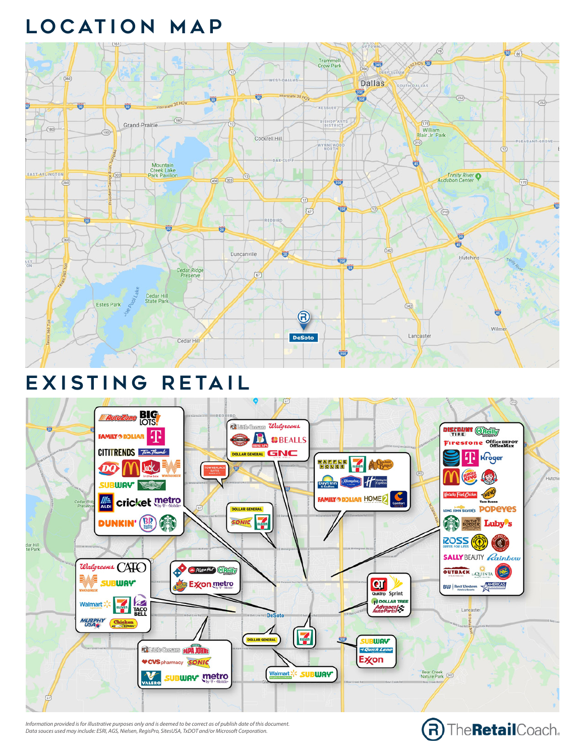# LOCATION MAP

# EXISTING RETAIL

*Information provided is for illustrative purposes only and is deemed to be correct as of publish date of this document.*
*Data souces used may include: ESRI, AGS, Nielsen, RegisPro, SitesUSA, TxDOT and/or Microsoft Corporation.*

TheRetailCoach